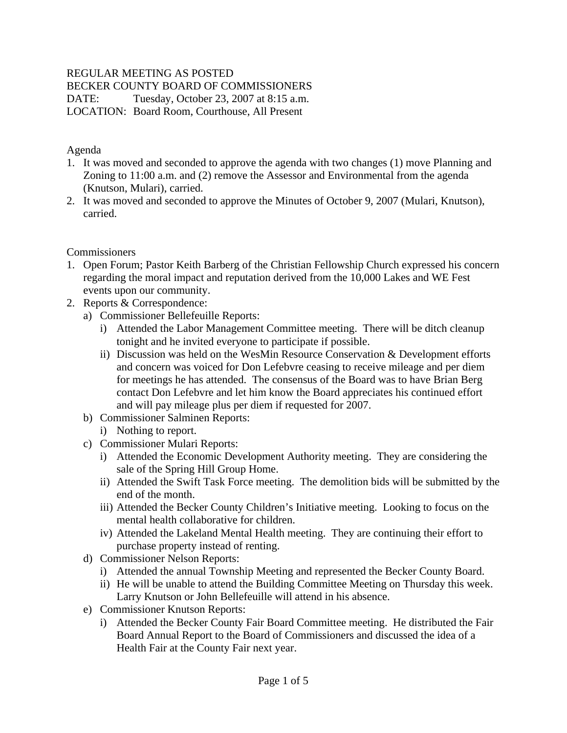REGULAR MEETING AS POSTED
BECKER COUNTY BOARD OF COMMISSIONERS
DATE: Tuesday, October 23, 2007 at 8:15 a.m.
LOCATION: Board Room, Courthouse, All Present

Agenda

1. It was moved and seconded to approve the agenda with two changes (1) move Planning and Zoning to 11:00 a.m. and (2) remove the Assessor and Environmental from the agenda (Knutson, Mulari), carried.
2. It was moved and seconded to approve the Minutes of October 9, 2007 (Mulari, Knutson), carried.

Commissioners

1. Open Forum; Pastor Keith Barberg of the Christian Fellowship Church expressed his concern regarding the moral impact and reputation derived from the 10,000 Lakes and WE Fest events upon our community.
2. Reports & Correspondence:
   a) Commissioner Bellefeuille Reports:
      i) Attended the Labor Management Committee meeting. There will be ditch cleanup tonight and he invited everyone to participate if possible.
      ii) Discussion was held on the WesMin Resource Conservation & Development efforts and concern was voiced for Don Lefebvre ceasing to receive mileage and per diem for meetings he has attended. The consensus of the Board was to have Brian Berg contact Don Lefebvre and let him know the Board appreciates his continued effort and will pay mileage plus per diem if requested for 2007.
   b) Commissioner Salminen Reports:
      i) Nothing to report.
   c) Commissioner Mulari Reports:
      i) Attended the Economic Development Authority meeting. They are considering the sale of the Spring Hill Group Home.
      ii) Attended the Swift Task Force meeting. The demolition bids will be submitted by the end of the month.
      iii) Attended the Becker County Children's Initiative meeting. Looking to focus on the mental health collaborative for children.
      iv) Attended the Lakeland Mental Health meeting. They are continuing their effort to purchase property instead of renting.
   d) Commissioner Nelson Reports:
      i) Attended the annual Township Meeting and represented the Becker County Board.
      ii) He will be unable to attend the Building Committee Meeting on Thursday this week. Larry Knutson or John Bellefeuille will attend in his absence.
   e) Commissioner Knutson Reports:
      i) Attended the Becker County Fair Board Committee meeting. He distributed the Fair Board Annual Report to the Board of Commissioners and discussed the idea of a Health Fair at the County Fair next year.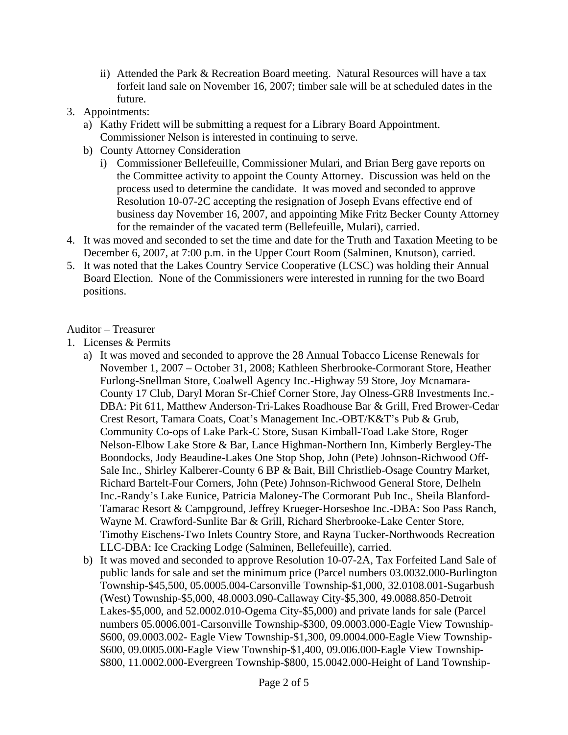ii) Attended the Park & Recreation Board meeting. Natural Resources will have a tax forfeit land sale on November 16, 2007; timber sale will be at scheduled dates in the future.

3. Appointments:
   a) Kathy Fridett will be submitting a request for a Library Board Appointment. Commissioner Nelson is interested in continuing to serve.
   b) County Attorney Consideration
      i) Commissioner Bellefeuille, Commissioner Mulari, and Brian Berg gave reports on the Committee activity to appoint the County Attorney. Discussion was held on the process used to determine the candidate. It was moved and seconded to approve Resolution 10-07-2C accepting the resignation of Joseph Evans effective end of business day November 16, 2007, and appointing Mike Fritz Becker County Attorney for the remainder of the vacated term (Bellefeuille, Mulari), carried.
4. It was moved and seconded to set the time and date for the Truth and Taxation Meeting to be December 6, 2007, at 7:00 p.m. in the Upper Court Room (Salminen, Knutson), carried.
5. It was noted that the Lakes Country Service Cooperative (LCSC) was holding their Annual Board Election. None of the Commissioners were interested in running for the two Board positions.

Auditor – Treasurer

1. Licenses & Permits
   a) It was moved and seconded to approve the 28 Annual Tobacco License Renewals for November 1, 2007 – October 31, 2008; Kathleen Sherbrooke-Cormorant Store, Heather Furlong-Snellman Store, Coalwell Agency Inc.-Highway 59 Store, Joy Mcnamara-County 17 Club, Daryl Moran Sr-Chief Corner Store, Jay Olness-GR8 Investments Inc.-DBA: Pit 611, Matthew Anderson-Tri-Lakes Roadhouse Bar & Grill, Fred Brower-Cedar Crest Resort, Tamara Coats, Coat's Management Inc.-OBT/K&T's Pub & Grub, Community Co-ops of Lake Park-C Store, Susan Kimball-Toad Lake Store, Roger Nelson-Elbow Lake Store & Bar, Lance Highman-Northern Inn, Kimberly Bergley-The Boondocks, Jody Beaudine-Lakes One Stop Shop, John (Pete) Johnson-Richwood Off-Sale Inc., Shirley Kalberer-County 6 BP & Bait, Bill Christlieb-Osage Country Market, Richard Bartelt-Four Corners, John (Pete) Johnson-Richwood General Store, Delheln Inc.-Randy's Lake Eunice, Patricia Maloney-The Cormorant Pub Inc., Sheila Blanford-Tamarac Resort & Campground, Jeffrey Krueger-Horseshoe Inc.-DBA: Soo Pass Ranch, Wayne M. Crawford-Sunlite Bar & Grill, Richard Sherbrooke-Lake Center Store, Timothy Eischens-Two Inlets Country Store, and Rayna Tucker-Northwoods Recreation LLC-DBA: Ice Cracking Lodge (Salminen, Bellefeuille), carried.
   b) It was moved and seconded to approve Resolution 10-07-2A, Tax Forfeited Land Sale of public lands for sale and set the minimum price (Parcel numbers 03.0032.000-Burlington Township-$45,500, 05.0005.004-Carsonville Township-$1,000, 32.0108.001-Sugarbush (West) Township-$5,000, 48.0003.090-Callaway City-$5,300, 49.0088.850-Detroit Lakes-$5,000, and 52.0002.010-Ogema City-$5,000) and private lands for sale (Parcel numbers 05.0006.001-Carsonville Township-$300, 09.0003.000-Eagle View Township-$600, 09.0003.002- Eagle View Township-$1,300, 09.0004.000-Eagle View Township-$600, 09.0005.000-Eagle View Township-$1,400, 09.006.000-Eagle View Township-$800, 11.0002.000-Evergreen Township-$800, 15.0042.000-Height of Land Township-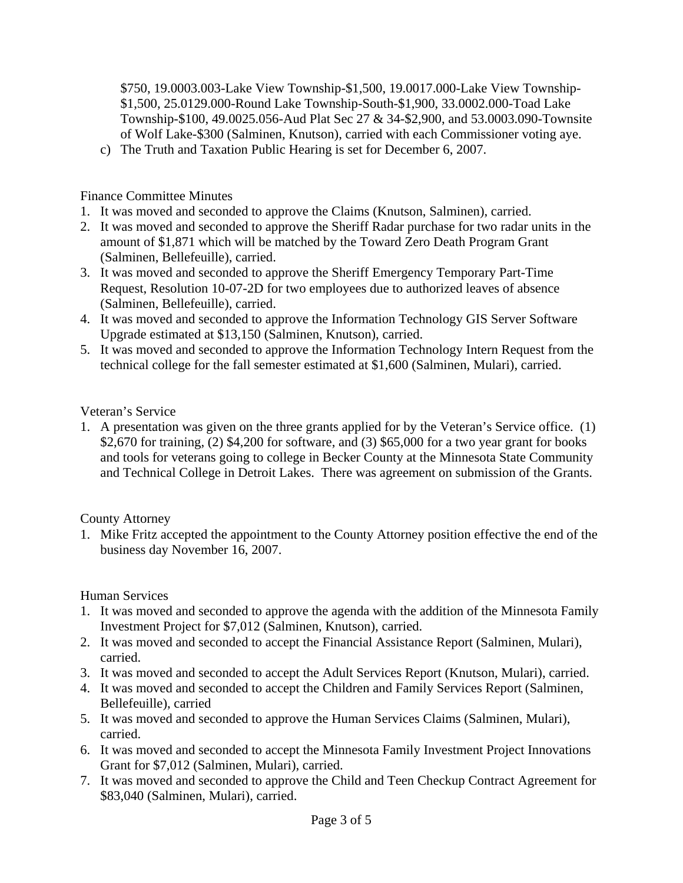$750, 19.0003.003-Lake View Township-$1,500, 19.0017.000-Lake View Township-$1,500, 25.0129.000-Round Lake Township-South-$1,900, 33.0002.000-Toad Lake Township-$100, 49.0025.056-Aud Plat Sec 27 & 34-$2,900, and 53.0003.090-Townsite of Wolf Lake-$300 (Salminen, Knutson), carried with each Commissioner voting aye.

c) The Truth and Taxation Public Hearing is set for December 6, 2007.

Finance Committee Minutes

1. It was moved and seconded to approve the Claims (Knutson, Salminen), carried.
2. It was moved and seconded to approve the Sheriff Radar purchase for two radar units in the amount of $1,871 which will be matched by the Toward Zero Death Program Grant (Salminen, Bellefeuille), carried.
3. It was moved and seconded to approve the Sheriff Emergency Temporary Part-Time Request, Resolution 10-07-2D for two employees due to authorized leaves of absence (Salminen, Bellefeuille), carried.
4. It was moved and seconded to approve the Information Technology GIS Server Software Upgrade estimated at $13,150 (Salminen, Knutson), carried.
5. It was moved and seconded to approve the Information Technology Intern Request from the technical college for the fall semester estimated at $1,600 (Salminen, Mulari), carried.

Veteran's Service

1. A presentation was given on the three grants applied for by the Veteran's Service office. (1) $2,670 for training, (2) $4,200 for software, and (3) $65,000 for a two year grant for books and tools for veterans going to college in Becker County at the Minnesota State Community and Technical College in Detroit Lakes. There was agreement on submission of the Grants.

County Attorney

1. Mike Fritz accepted the appointment to the County Attorney position effective the end of the business day November 16, 2007.

Human Services

1. It was moved and seconded to approve the agenda with the addition of the Minnesota Family Investment Project for $7,012 (Salminen, Knutson), carried.
2. It was moved and seconded to accept the Financial Assistance Report (Salminen, Mulari), carried.
3. It was moved and seconded to accept the Adult Services Report (Knutson, Mulari), carried.
4. It was moved and seconded to accept the Children and Family Services Report (Salminen, Bellefeuille), carried
5. It was moved and seconded to approve the Human Services Claims (Salminen, Mulari), carried.
6. It was moved and seconded to accept the Minnesota Family Investment Project Innovations Grant for $7,012 (Salminen, Mulari), carried.
7. It was moved and seconded to approve the Child and Teen Checkup Contract Agreement for $83,040 (Salminen, Mulari), carried.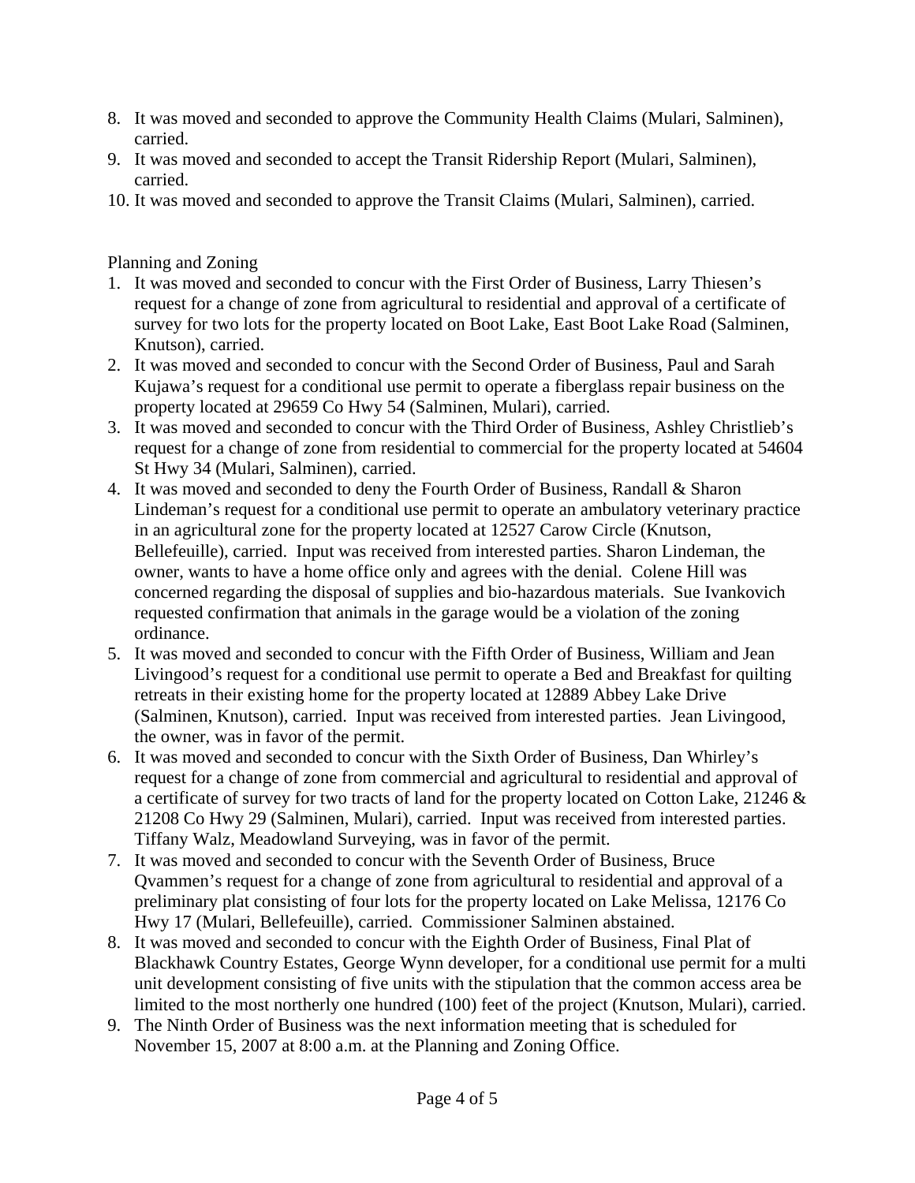8. It was moved and seconded to approve the Community Health Claims (Mulari, Salminen), carried.
9. It was moved and seconded to accept the Transit Ridership Report (Mulari, Salminen), carried.
10. It was moved and seconded to approve the Transit Claims (Mulari, Salminen), carried.

Planning and Zoning

1. It was moved and seconded to concur with the First Order of Business, Larry Thiesen's request for a change of zone from agricultural to residential and approval of a certificate of survey for two lots for the property located on Boot Lake, East Boot Lake Road (Salminen, Knutson), carried.
2. It was moved and seconded to concur with the Second Order of Business, Paul and Sarah Kujawa's request for a conditional use permit to operate a fiberglass repair business on the property located at 29659 Co Hwy 54 (Salminen, Mulari), carried.
3. It was moved and seconded to concur with the Third Order of Business, Ashley Christlieb's request for a change of zone from residential to commercial for the property located at 54604 St Hwy 34 (Mulari, Salminen), carried.
4. It was moved and seconded to deny the Fourth Order of Business, Randall & Sharon Lindeman's request for a conditional use permit to operate an ambulatory veterinary practice in an agricultural zone for the property located at 12527 Carow Circle (Knutson, Bellefeuille), carried. Input was received from interested parties. Sharon Lindeman, the owner, wants to have a home office only and agrees with the denial. Colene Hill was concerned regarding the disposal of supplies and bio-hazardous materials. Sue Ivankovich requested confirmation that animals in the garage would be a violation of the zoning ordinance.
5. It was moved and seconded to concur with the Fifth Order of Business, William and Jean Livingood's request for a conditional use permit to operate a Bed and Breakfast for quilting retreats in their existing home for the property located at 12889 Abbey Lake Drive (Salminen, Knutson), carried. Input was received from interested parties. Jean Livingood, the owner, was in favor of the permit.
6. It was moved and seconded to concur with the Sixth Order of Business, Dan Whirley's request for a change of zone from commercial and agricultural to residential and approval of a certificate of survey for two tracts of land for the property located on Cotton Lake, 21246 & 21208 Co Hwy 29 (Salminen, Mulari), carried. Input was received from interested parties. Tiffany Walz, Meadowland Surveying, was in favor of the permit.
7. It was moved and seconded to concur with the Seventh Order of Business, Bruce Qvammen's request for a change of zone from agricultural to residential and approval of a preliminary plat consisting of four lots for the property located on Lake Melissa, 12176 Co Hwy 17 (Mulari, Bellefeuille), carried. Commissioner Salminen abstained.
8. It was moved and seconded to concur with the Eighth Order of Business, Final Plat of Blackhawk Country Estates, George Wynn developer, for a conditional use permit for a multi unit development consisting of five units with the stipulation that the common access area be limited to the most northerly one hundred (100) feet of the project (Knutson, Mulari), carried.
9. The Ninth Order of Business was the next information meeting that is scheduled for November 15, 2007 at 8:00 a.m. at the Planning and Zoning Office.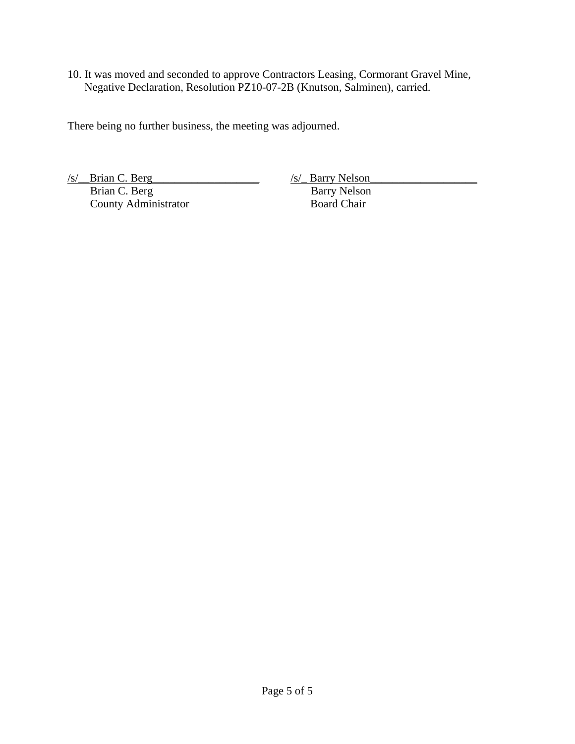10. It was moved and seconded to approve Contractors Leasing, Cormorant Gravel Mine, Negative Declaration, Resolution PZ10-07-2B (Knutson, Salminen), carried.

There being no further business, the meeting was adjourned.

/s/__Brian C. Berg___________________
Brian C. Berg
County Administrator

/s/_ Barry Nelson___________________
Barry Nelson
Board Chair